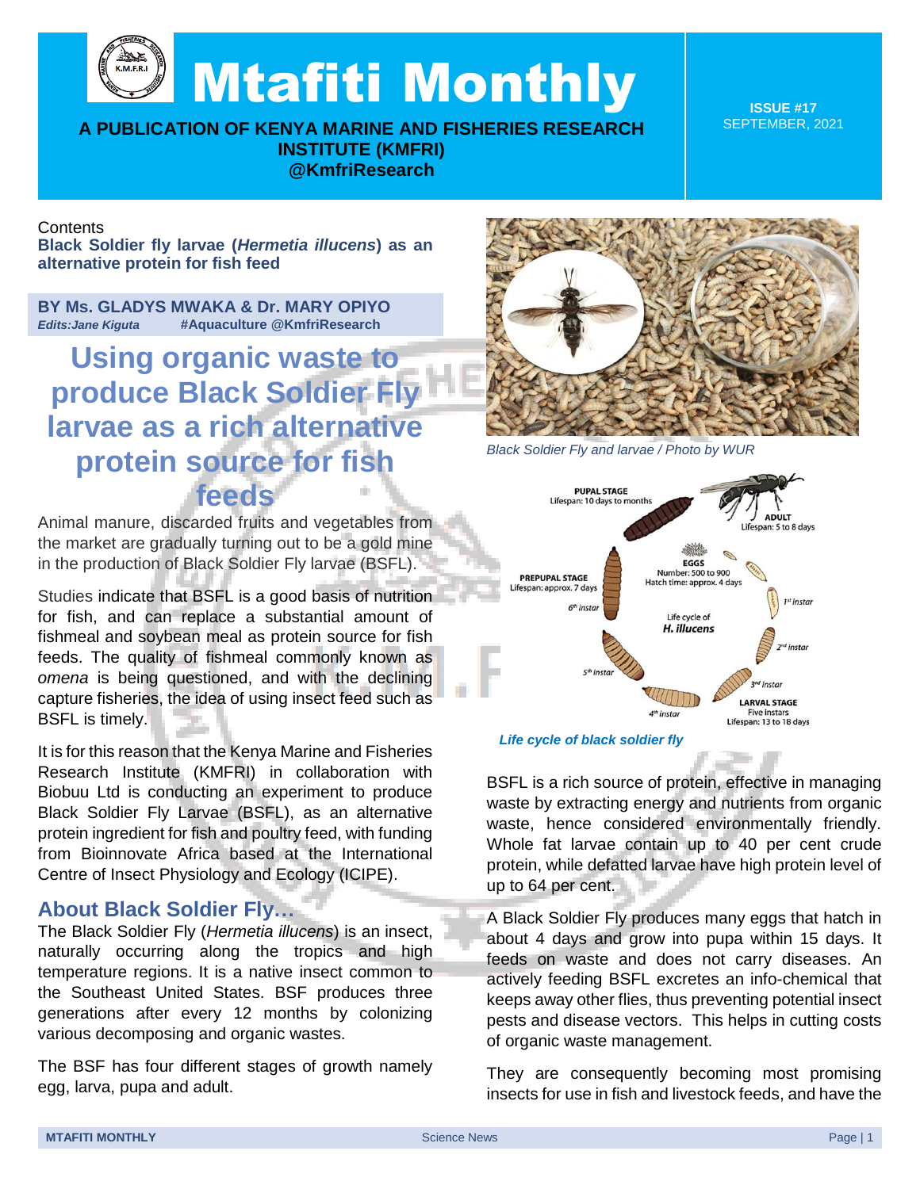# Mtafiti Monthly

**A PUBLICATION OF KENYA MARINE AND FISHERIES RESEARCH INSTITUTE (KMFRI)**
**@KmfriResearch**

**ISSUE #17**
SEPTEMBER, 2021

Contents
**Black Soldier fly larvae (*Hermetia illucens*) as an alternative protein for fish feed**

**BY Ms. GLADYS MWAKA & Dr. MARY OPIYO**
***Edits:Jane Kiguta*** **#Aquaculture @KmfriResearch**

## Using organic waste to produce Black Soldier Fly larvae as a rich alternative protein source for fish feeds

Animal manure, discarded fruits and vegetables from the market are gradually turning out to be a gold mine in the production of Black Soldier Fly larvae (BSFL).

Studies indicate that BSFL is a good basis of nutrition for fish, and can replace a substantial amount of fishmeal and soybean meal as protein source for fish feeds. The quality of fishmeal commonly known as *omena* is being questioned, and with the declining capture fisheries, the idea of using insect feed such as BSFL is timely.

It is for this reason that the Kenya Marine and Fisheries Research Institute (KMFRI) in collaboration with Biobuu Ltd is conducting an experiment to produce Black Soldier Fly Larvae (BSFL), as an alternative protein ingredient for fish and poultry feed, with funding from Bioinnovate Africa based at the International Centre of Insect Physiology and Ecology (ICIPE).

### About Black Soldier Fly…

The Black Soldier Fly (*Hermetia illucens*) is an insect, naturally occurring along the tropics and high temperature regions. It is a native insect common to the Southeast United States. BSF produces three generations after every 12 months by colonizing various decomposing and organic wastes.

The BSF has four different stages of growth namely egg, larva, pupa and adult.

*Black Soldier Fly and larvae / Photo by WUR*

*Life cycle of black soldier fly*

BSFL is a rich source of protein, effective in managing waste by extracting energy and nutrients from organic waste, hence considered environmentally friendly. Whole fat larvae contain up to 40 per cent crude protein, while defatted larvae have high protein level of up to 64 per cent.

A Black Soldier Fly produces many eggs that hatch in about 4 days and grow into pupa within 15 days. It feeds on waste and does not carry diseases. An actively feeding BSFL excretes an info-chemical that keeps away other flies, thus preventing potential insect pests and disease vectors. This helps in cutting costs of organic waste management.

They are consequently becoming most promising insects for use in fish and livestock feeds, and have the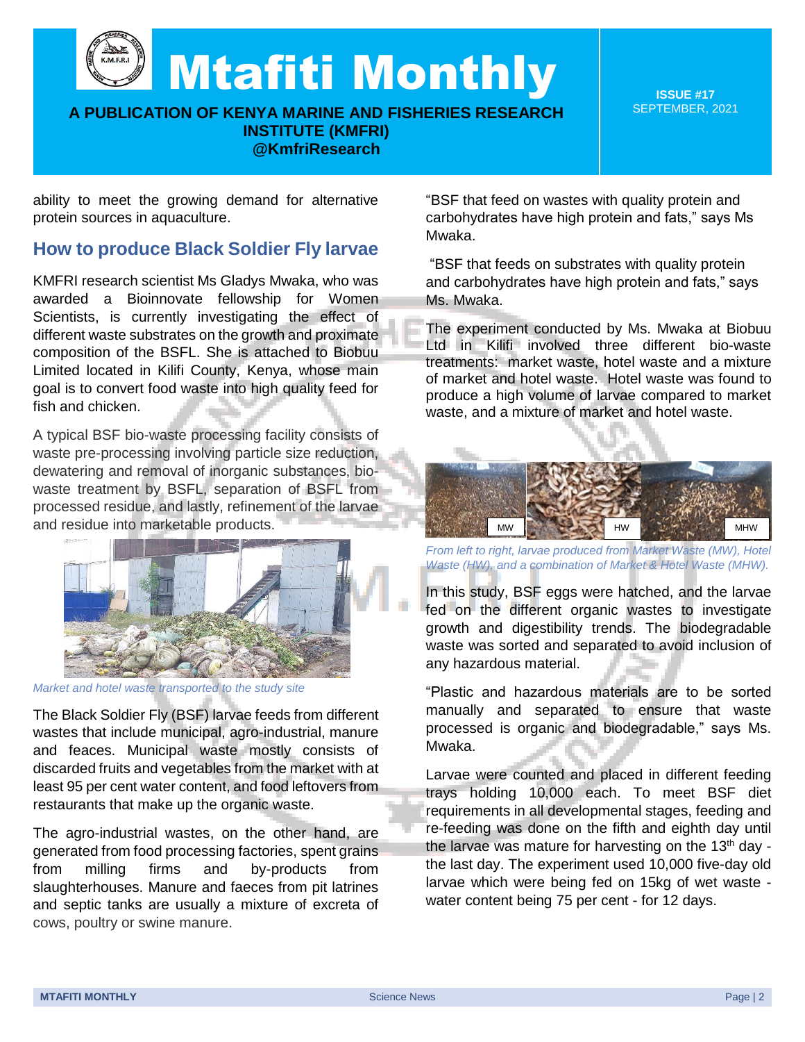ability to meet the growing demand for alternative protein sources in aquaculture.

## How to produce Black Soldier Fly larvae

KMFRI research scientist Ms Gladys Mwaka, who was awarded a Bioinnovate fellowship for Women Scientists, is currently investigating the effect of different waste substrates on the growth and proximate composition of the BSFL. She is attached to Biobuu Limited located in Kilifi County, Kenya, whose main goal is to convert food waste into high quality feed for fish and chicken.

A typical BSF bio-waste processing facility consists of waste pre-processing involving particle size reduction, dewatering and removal of inorganic substances, bio-waste treatment by BSFL, separation of BSFL from processed residue, and lastly, refinement of the larvae and residue into marketable products.

*Market and hotel waste transported to the study site*

The Black Soldier Fly (BSF) larvae feeds from different wastes that include municipal, agro-industrial, manure and feaces. Municipal waste mostly consists of discarded fruits and vegetables from the market with at least 95 per cent water content, and food leftovers from restaurants that make up the organic waste.

The agro-industrial wastes, on the other hand, are generated from food processing factories, spent grains from milling firms and by-products from slaughterhouses. Manure and faeces from pit latrines and septic tanks are usually a mixture of excreta of cows, poultry or swine manure.

"BSF that feed on wastes with quality protein and carbohydrates have high protein and fats," says Ms Mwaka.

"BSF that feeds on substrates with quality protein and carbohydrates have high protein and fats," says Ms. Mwaka.

The experiment conducted by Ms. Mwaka at Biobuu Ltd in Kilifi involved three different bio-waste treatments: market waste, hotel waste and a mixture of market and hotel waste. Hotel waste was found to produce a high volume of larvae compared to market waste, and a mixture of market and hotel waste.

MW HW MHW

*From left to right, larvae produced from Market Waste (MW), Hotel Waste (HW), and a combination of Market & Hotel Waste (MHW).*

In this study, BSF eggs were hatched, and the larvae fed on the different organic wastes to investigate growth and digestibility trends. The biodegradable waste was sorted and separated to avoid inclusion of any hazardous material.

"Plastic and hazardous materials are to be sorted manually and separated to ensure that waste processed is organic and biodegradable," says Ms. Mwaka.

Larvae were counted and placed in different feeding trays holding 10,000 each. To meet BSF diet requirements in all developmental stages, feeding and re-feeding was done on the fifth and eighth day until the larvae was mature for harvesting on the 13th day - the last day. The experiment used 10,000 five-day old larvae which were being fed on 15kg of wet waste - water content being 75 per cent - for 12 days.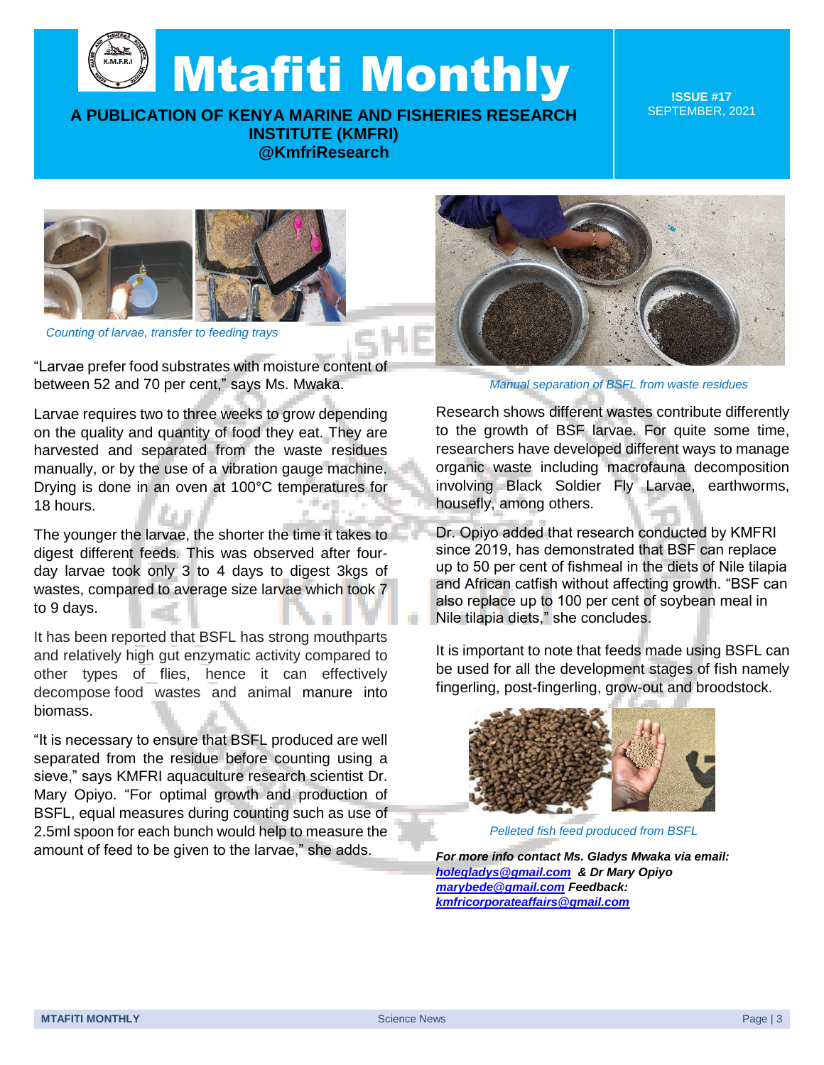# Mtafiti Monthly

**A PUBLICATION OF KENYA MARINE AND FISHERIES RESEARCH INSTITUTE (KMFRI)**
**@KmfriResearch**

**ISSUE #17**
SEPTEMBER, 2021

*Counting of larvae, transfer to feeding trays*

"Larvae prefer food substrates with moisture content of between 52 and 70 per cent," says Ms. Mwaka.

Larvae requires two to three weeks to grow depending on the quality and quantity of food they eat. They are harvested and separated from the waste residues manually, or by the use of a vibration gauge machine. Drying is done in an oven at 100°C temperatures for 18 hours.

The younger the larvae, the shorter the time it takes to digest different feeds. This was observed after four-day larvae took only 3 to 4 days to digest 3kgs of wastes, compared to average size larvae which took 7 to 9 days.

It has been reported that BSFL has strong mouthparts and relatively high gut enzymatic activity compared to other types of flies, hence it can effectively decompose food wastes and animal manure into biomass.

"It is necessary to ensure that BSFL produced are well separated from the residue before counting using a sieve," says KMFRI aquaculture research scientist Dr. Mary Opiyo. "For optimal growth and production of BSFL, equal measures during counting such as use of 2.5ml spoon for each bunch would help to measure the amount of feed to be given to the larvae," she adds.

*Manual separation of BSFL from waste residues*

Research shows different wastes contribute differently to the growth of BSF larvae. For quite some time, researchers have developed different ways to manage organic waste including macrofauna decomposition involving Black Soldier Fly Larvae, earthworms, housefly, among others.

Dr. Opiyo added that research conducted by KMFRI since 2019, has demonstrated that BSF can replace up to 50 per cent of fishmeal in the diets of Nile tilapia and African catfish without affecting growth. "BSF can also replace up to 100 per cent of soybean meal in Nile tilapia diets," she concludes.

It is important to note that feeds made using BSFL can be used for all the development stages of fish namely fingerling, post-fingerling, grow-out and broodstock.

*Pelleted fish feed produced from BSFL*

***For more info contact Ms. Gladys Mwaka via email: holegladys@gmail.com & Dr Mary Opiyo marybede@gmail.com Feedback: kmfricorporateaffairs@gmail.com***